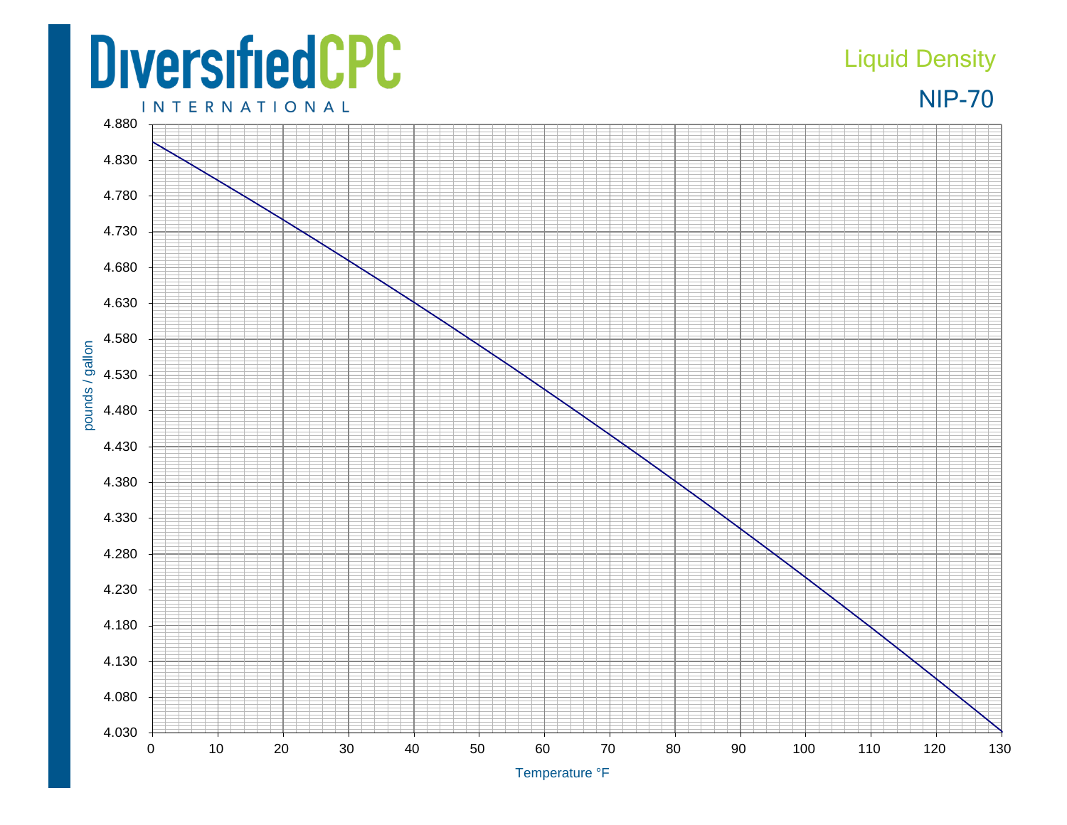# DiversifiedCPC INTERNATIONAL

## Liquid Density

## NIP-70

pounds / gallon

4.880
4.830
4.780
4.730
4.680
4.630
4.580
4.530
4.480
4.430
4.380
4.330
4.280
4.230
4.180
4.130
4.080
4.030

0 10 20 30 40 50 60 70 80 90 100 110 120 130

Temperature °F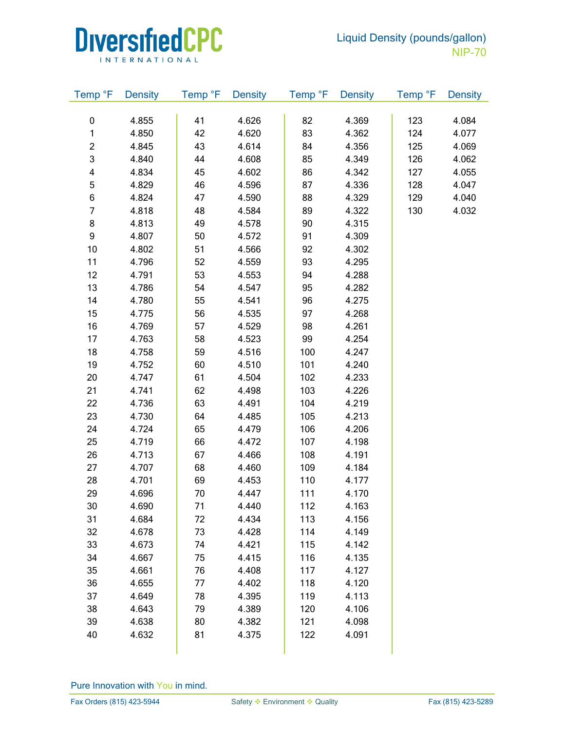# DiversifiedCPC INTERNATIONAL

## Liquid Density (pounds/gallon)

## NIP-70

| Temp °F | Density | Temp °F | Density | Temp °F | Density | Temp °F | Density |
|---|---|---|---|---|---|---|---|
| 0 | 4.855 | 41 | 4.626 | 82 | 4.369 | 123 | 4.084 |
| 1 | 4.850 | 42 | 4.620 | 83 | 4.362 | 124 | 4.077 |
| 2 | 4.845 | 43 | 4.614 | 84 | 4.356 | 125 | 4.069 |
| 3 | 4.840 | 44 | 4.608 | 85 | 4.349 | 126 | 4.062 |
| 4 | 4.834 | 45 | 4.602 | 86 | 4.342 | 127 | 4.055 |
| 5 | 4.829 | 46 | 4.596 | 87 | 4.336 | 128 | 4.047 |
| 6 | 4.824 | 47 | 4.590 | 88 | 4.329 | 129 | 4.040 |
| 7 | 4.818 | 48 | 4.584 | 89 | 4.322 | 130 | 4.032 |
| 8 | 4.813 | 49 | 4.578 | 90 | 4.315 | | |
| 9 | 4.807 | 50 | 4.572 | 91 | 4.309 | | |
| 10 | 4.802 | 51 | 4.566 | 92 | 4.302 | | |
| 11 | 4.796 | 52 | 4.559 | 93 | 4.295 | | |
| 12 | 4.791 | 53 | 4.553 | 94 | 4.288 | | |
| 13 | 4.786 | 54 | 4.547 | 95 | 4.282 | | |
| 14 | 4.780 | 55 | 4.541 | 96 | 4.275 | | |
| 15 | 4.775 | 56 | 4.535 | 97 | 4.268 | | |
| 16 | 4.769 | 57 | 4.529 | 98 | 4.261 | | |
| 17 | 4.763 | 58 | 4.523 | 99 | 4.254 | | |
| 18 | 4.758 | 59 | 4.516 | 100 | 4.247 | | |
| 19 | 4.752 | 60 | 4.510 | 101 | 4.240 | | |
| 20 | 4.747 | 61 | 4.504 | 102 | 4.233 | | |
| 21 | 4.741 | 62 | 4.498 | 103 | 4.226 | | |
| 22 | 4.736 | 63 | 4.491 | 104 | 4.219 | | |
| 23 | 4.730 | 64 | 4.485 | 105 | 4.213 | | |
| 24 | 4.724 | 65 | 4.479 | 106 | 4.206 | | |
| 25 | 4.719 | 66 | 4.472 | 107 | 4.198 | | |
| 26 | 4.713 | 67 | 4.466 | 108 | 4.191 | | |
| 27 | 4.707 | 68 | 4.460 | 109 | 4.184 | | |
| 28 | 4.701 | 69 | 4.453 | 110 | 4.177 | | |
| 29 | 4.696 | 70 | 4.447 | 111 | 4.170 | | |
| 30 | 4.690 | 71 | 4.440 | 112 | 4.163 | | |
| 31 | 4.684 | 72 | 4.434 | 113 | 4.156 | | |
| 32 | 4.678 | 73 | 4.428 | 114 | 4.149 | | |
| 33 | 4.673 | 74 | 4.421 | 115 | 4.142 | | |
| 34 | 4.667 | 75 | 4.415 | 116 | 4.135 | | |
| 35 | 4.661 | 76 | 4.408 | 117 | 4.127 | | |
| 36 | 4.655 | 77 | 4.402 | 118 | 4.120 | | |
| 37 | 4.649 | 78 | 4.395 | 119 | 4.113 | | |
| 38 | 4.643 | 79 | 4.389 | 120 | 4.106 | | |
| 39 | 4.638 | 80 | 4.382 | 121 | 4.098 | | |
| 40 | 4.632 | 81 | 4.375 | 122 | 4.091 | | |

Pure Innovation with You in mind.

Fax Orders (815) 423-5944 &nbsp;&nbsp;&nbsp; Safety ❖ Environment ❖ Quality &nbsp;&nbsp;&nbsp; Fax (815) 423-5289